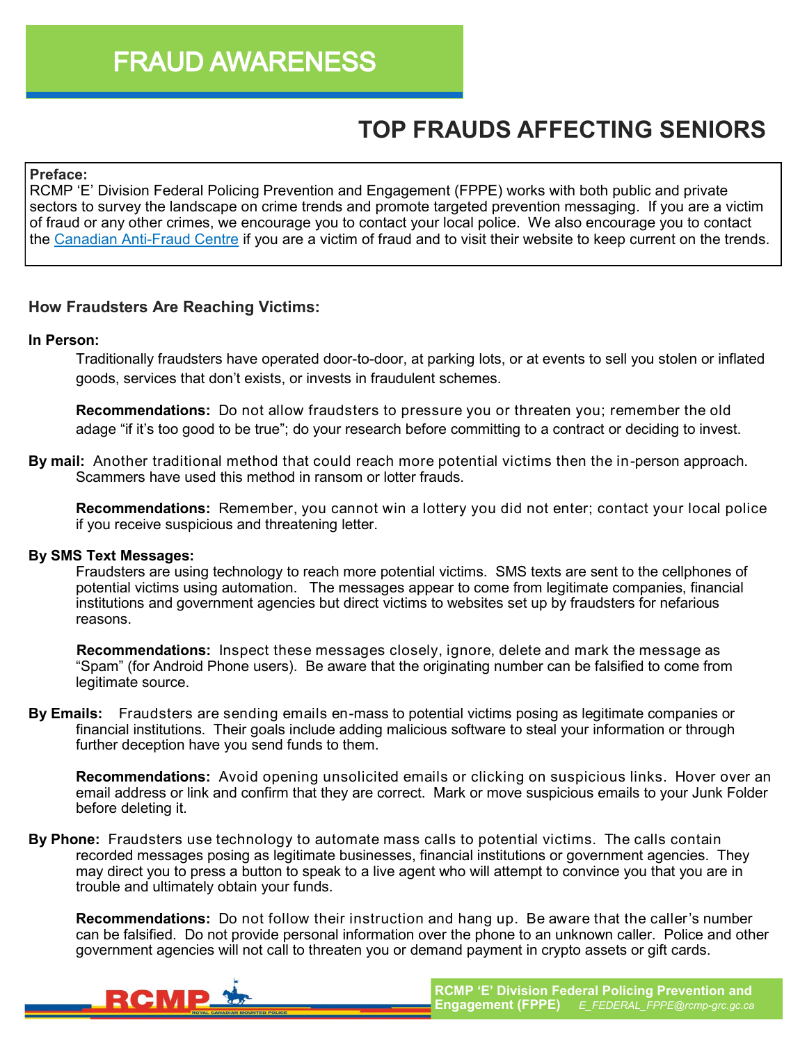# FRAUD AWARENESS

## TOP FRAUDS AFFECTING SENIORS

**Preface:**
RCMP 'E' Division Federal Policing Prevention and Engagement (FPPE) works with both public and private sectors to survey the landscape on crime trends and promote targeted prevention messaging. If you are a victim of fraud or any other crimes, we encourage you to contact your local police. We also encourage you to contact the Canadian Anti-Fraud Centre if you are a victim of fraud and to visit their website to keep current on the trends.

### How Fraudsters Are Reaching Victims:

**In Person:**

Traditionally fraudsters have operated door-to-door, at parking lots, or at events to sell you stolen or inflated goods, services that don't exists, or invests in fraudulent schemes.

**Recommendations:** Do not allow fraudsters to pressure you or threaten you; remember the old adage "if it's too good to be true"; do your research before committing to a contract or deciding to invest.

**By mail:** Another traditional method that could reach more potential victims then the in-person approach. Scammers have used this method in ransom or lotter frauds.

**Recommendations:** Remember, you cannot win a lottery you did not enter; contact your local police if you receive suspicious and threatening letter.

**By SMS Text Messages:**

Fraudsters are using technology to reach more potential victims. SMS texts are sent to the cellphones of potential victims using automation. The messages appear to come from legitimate companies, financial institutions and government agencies but direct victims to websites set up by fraudsters for nefarious reasons.

**Recommendations:** Inspect these messages closely, ignore, delete and mark the message as "Spam" (for Android Phone users). Be aware that the originating number can be falsified to come from legitimate source.

**By Emails:** Fraudsters are sending emails en-mass to potential victims posing as legitimate companies or financial institutions. Their goals include adding malicious software to steal your information or through further deception have you send funds to them.

**Recommendations:** Avoid opening unsolicited emails or clicking on suspicious links. Hover over an email address or link and confirm that they are correct. Mark or move suspicious emails to your Junk Folder before deleting it.

**By Phone:** Fraudsters use technology to automate mass calls to potential victims. The calls contain recorded messages posing as legitimate businesses, financial institutions or government agencies. They may direct you to press a button to speak to a live agent who will attempt to convince you that you are in trouble and ultimately obtain your funds.

**Recommendations:** Do not follow their instruction and hang up. Be aware that the caller's number can be falsified. Do not provide personal information over the phone to an unknown caller. Police and other government agencies will not call to threaten you or demand payment in crypto assets or gift cards.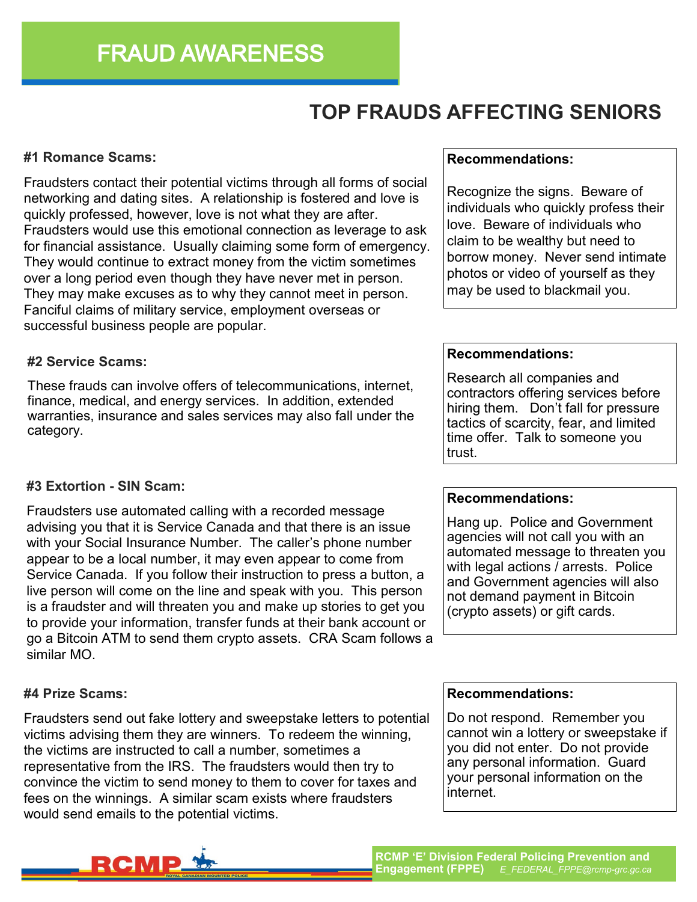# FRAUD AWARENESS

## TOP FRAUDS AFFECTING SENIORS

### #1 Romance Scams:

Fraudsters contact their potential victims through all forms of social networking and dating sites. A relationship is fostered and love is quickly professed, however, love is not what they are after. Fraudsters would use this emotional connection as leverage to ask for financial assistance. Usually claiming some form of emergency. They would continue to extract money from the victim sometimes over a long period even though they have never met in person. They may make excuses as to why they cannot meet in person. Fanciful claims of military service, employment overseas or successful business people are popular.

**Recommendations:**

Recognize the signs. Beware of individuals who quickly profess their love. Beware of individuals who claim to be wealthy but need to borrow money. Never send intimate photos or video of yourself as they may be used to blackmail you.

### #2 Service Scams:

These frauds can involve offers of telecommunications, internet, finance, medical, and energy services. In addition, extended warranties, insurance and sales services may also fall under the category.

**Recommendations:**

Research all companies and contractors offering services before hiring them. Don't fall for pressure tactics of scarcity, fear, and limited time offer. Talk to someone you trust.

### #3 Extortion - SIN Scam:

Fraudsters use automated calling with a recorded message advising you that it is Service Canada and that there is an issue with your Social Insurance Number. The caller's phone number appear to be a local number, it may even appear to come from Service Canada. If you follow their instruction to press a button, a live person will come on the line and speak with you. This person is a fraudster and will threaten you and make up stories to get you to provide your information, transfer funds at their bank account or go a Bitcoin ATM to send them crypto assets. CRA Scam follows a similar MO.

**Recommendations:**

Hang up. Police and Government agencies will not call you with an automated message to threaten you with legal actions / arrests. Police and Government agencies will also not demand payment in Bitcoin (crypto assets) or gift cards.

### #4 Prize Scams:

Fraudsters send out fake lottery and sweepstake letters to potential victims advising them they are winners. To redeem the winning, the victims are instructed to call a number, sometimes a representative from the IRS. The fraudsters would then try to convince the victim to send money to them to cover for taxes and fees on the winnings. A similar scam exists where fraudsters would send emails to the potential victims.

**Recommendations:**

Do not respond. Remember you cannot win a lottery or sweepstake if you did not enter. Do not provide any personal information. Guard your personal information on the internet.

RCMP ROYAL CANADIAN MOUNTED POLICE

**RCMP 'E' Division Federal Policing Prevention and Engagement (FPPE)** *E_FEDERAL_FPPE@rcmp-grc.gc.ca*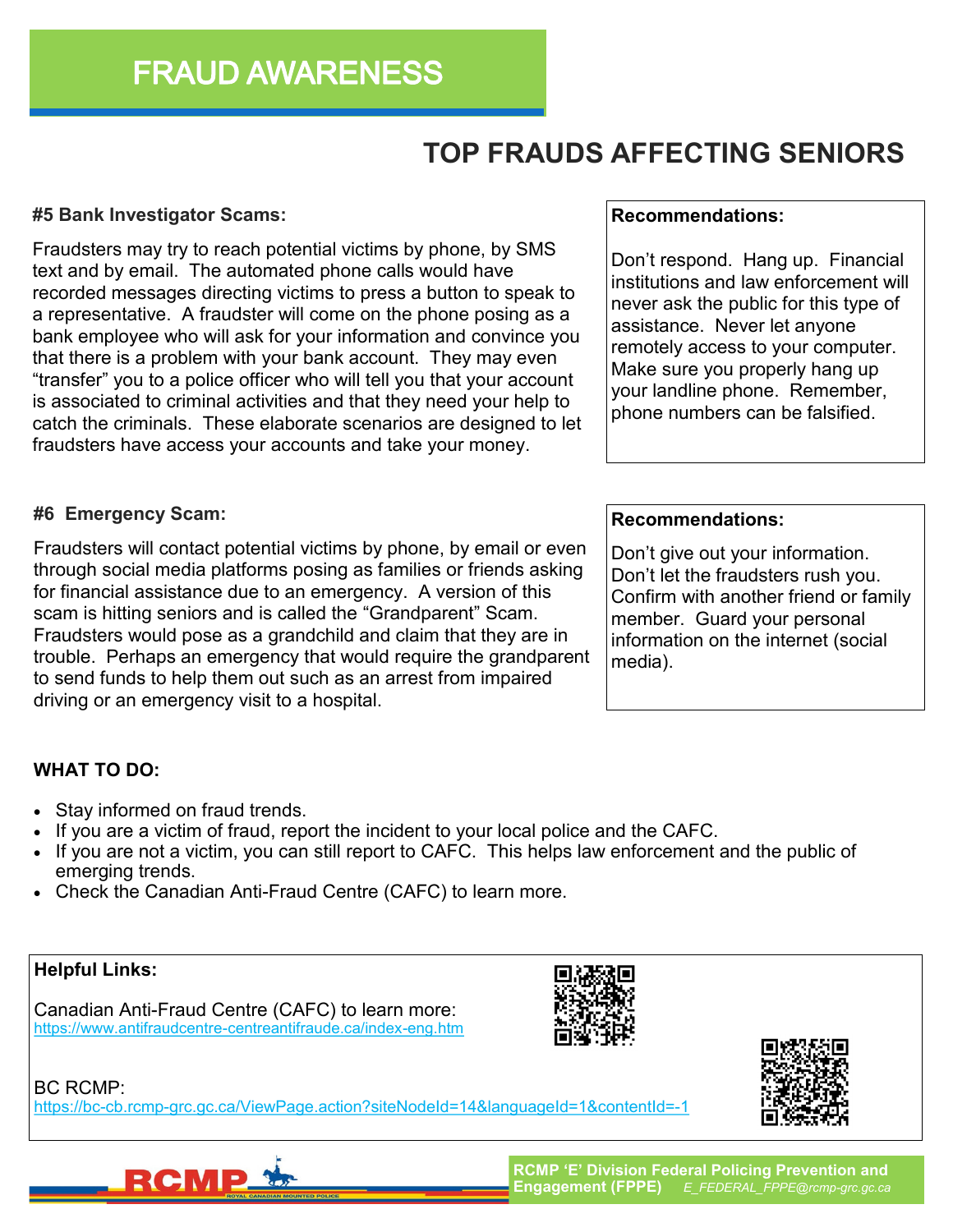# FRAUD AWARENESS

## TOP FRAUDS AFFECTING SENIORS

### #5 Bank Investigator Scams:

Fraudsters may try to reach potential victims by phone, by SMS text and by email. The automated phone calls would have recorded messages directing victims to press a button to speak to a representative. A fraudster will come on the phone posing as a bank employee who will ask for your information and convince you that there is a problem with your bank account. They may even "transfer" you to a police officer who will tell you that your account is associated to criminal activities and that they need your help to catch the criminals. These elaborate scenarios are designed to let fraudsters have access your accounts and take your money.

**Recommendations:**

Don't respond. Hang up. Financial institutions and law enforcement will never ask the public for this type of assistance. Never let anyone remotely access to your computer. Make sure you properly hang up your landline phone. Remember, phone numbers can be falsified.

### #6 Emergency Scam:

Fraudsters will contact potential victims by phone, by email or even through social media platforms posing as families or friends asking for financial assistance due to an emergency. A version of this scam is hitting seniors and is called the "Grandparent" Scam. Fraudsters would pose as a grandchild and claim that they are in trouble. Perhaps an emergency that would require the grandparent to send funds to help them out such as an arrest from impaired driving or an emergency visit to a hospital.

**Recommendations:**

Don't give out your information. Don't let the fraudsters rush you. Confirm with another friend or family member. Guard your personal information on the internet (social media).

### WHAT TO DO:

- Stay informed on fraud trends.
- If you are a victim of fraud, report the incident to your local police and the CAFC.
- If you are not a victim, you can still report to CAFC. This helps law enforcement and the public of emerging trends.
- Check the Canadian Anti-Fraud Centre (CAFC) to learn more.

**Helpful Links:**

Canadian Anti-Fraud Centre (CAFC) to learn more:
https://www.antifraudcentre-centreantifraude.ca/index-eng.htm

BC RCMP:
https://bc-cb.rcmp-grc.gc.ca/ViewPage.action?siteNodeId=14&languageId=1&contentId=-1

RCMP 'E' Division Federal Policing Prevention and Engagement (FPPE) *E_FEDERAL_FPPE@rcmp-grc.gc.ca*